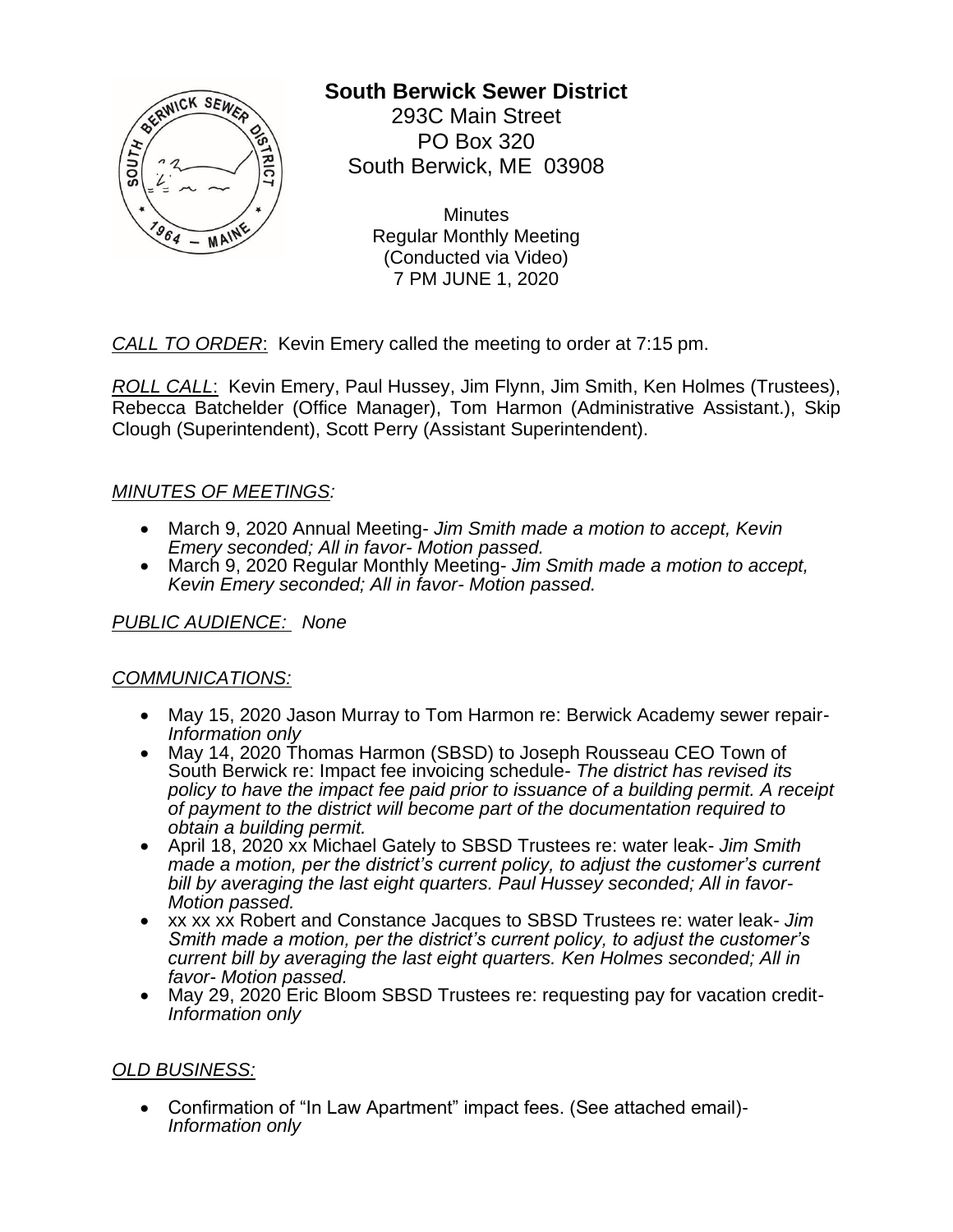# South Berwick Sewer District

293C Main Street
PO Box 320
South Berwick, ME 03908

Minutes
Regular Monthly Meeting
(Conducted via Video)
7 PM JUNE 1, 2020

*CALL TO ORDER*: Kevin Emery called the meeting to order at 7:15 pm.

*ROLL CALL*: Kevin Emery, Paul Hussey, Jim Flynn, Jim Smith, Ken Holmes (Trustees), Rebecca Batchelder (Office Manager), Tom Harmon (Administrative Assistant.), Skip Clough (Superintendent), Scott Perry (Assistant Superintendent).

*MINUTES OF MEETINGS:*

- March 9, 2020 Annual Meeting- *Jim Smith made a motion to accept, Kevin Emery seconded; All in favor- Motion passed.*
- March 9, 2020 Regular Monthly Meeting- *Jim Smith made a motion to accept, Kevin Emery seconded; All in favor- Motion passed.*

*PUBLIC AUDIENCE: None*

*COMMUNICATIONS:*

- May 15, 2020 Jason Murray to Tom Harmon re: Berwick Academy sewer repair- *Information only*
- May 14, 2020 Thomas Harmon (SBSD) to Joseph Rousseau CEO Town of South Berwick re: Impact fee invoicing schedule- *The district has revised its policy to have the impact fee paid prior to issuance of a building permit. A receipt of payment to the district will become part of the documentation required to obtain a building permit.*
- April 18, 2020 xx Michael Gately to SBSD Trustees re: water leak- *Jim Smith made a motion, per the district's current policy, to adjust the customer's current bill by averaging the last eight quarters. Paul Hussey seconded; All in favor- Motion passed.*
- xx xx xx Robert and Constance Jacques to SBSD Trustees re: water leak- *Jim Smith made a motion, per the district's current policy, to adjust the customer's current bill by averaging the last eight quarters. Ken Holmes seconded; All in favor- Motion passed.*
- May 29, 2020 Eric Bloom SBSD Trustees re: requesting pay for vacation credit- *Information only*

*OLD BUSINESS:*

- Confirmation of "In Law Apartment" impact fees. (See attached email)- *Information only*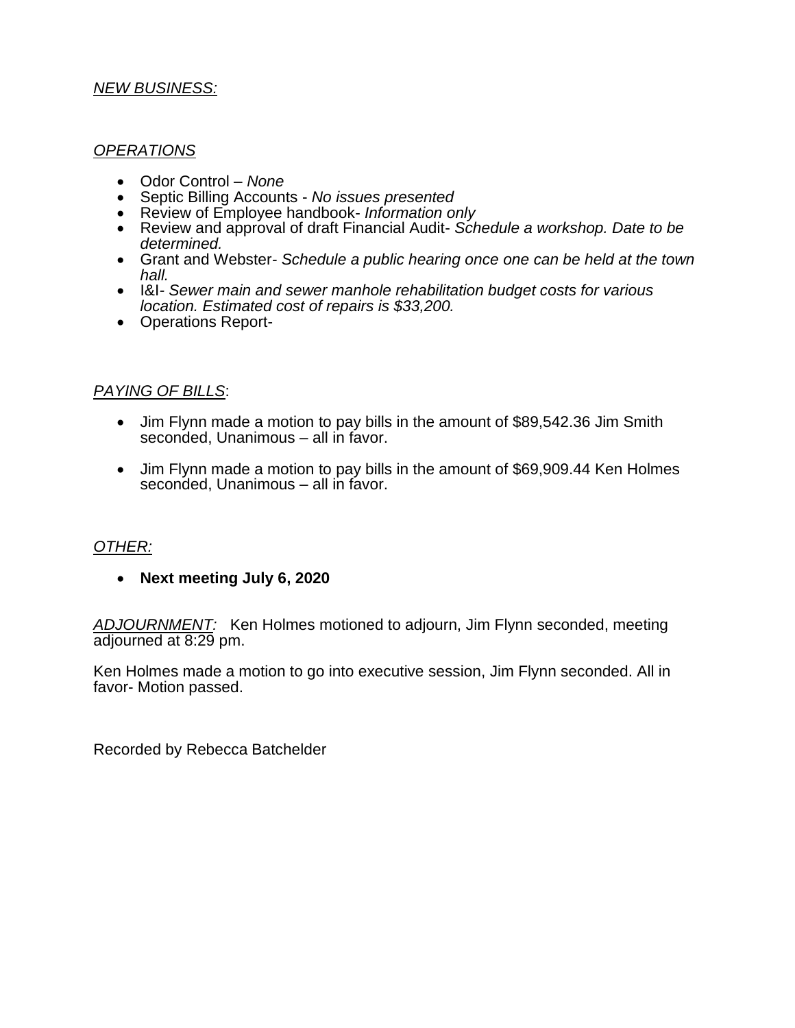*NEW BUSINESS:*

*OPERATIONS*

- Odor Control – *None*
- Septic Billing Accounts - *No issues presented*
- Review of Employee handbook- *Information only*
- Review and approval of draft Financial Audit- *Schedule a workshop. Date to be determined.*
- Grant and Webster- *Schedule a public hearing once one can be held at the town hall.*
- I&I- *Sewer main and sewer manhole rehabilitation budget costs for various location. Estimated cost of repairs is $33,200.*
- Operations Report-

*PAYING OF BILLS*:

- Jim Flynn made a motion to pay bills in the amount of $89,542.36 Jim Smith seconded, Unanimous – all in favor.

- Jim Flynn made a motion to pay bills in the amount of $69,909.44 Ken Holmes seconded, Unanimous – all in favor.

*OTHER:*

- **Next meeting July 6, 2020**

*ADJOURNMENT:* Ken Holmes motioned to adjourn, Jim Flynn seconded, meeting adjourned at 8:29 pm.

Ken Holmes made a motion to go into executive session, Jim Flynn seconded. All in favor- Motion passed.

Recorded by Rebecca Batchelder